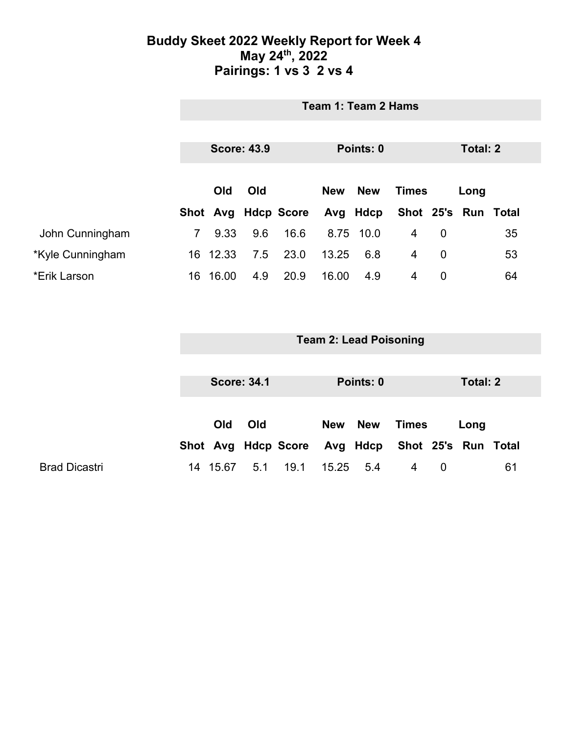# Buddy Skeet 2022 Weekly Report for Week 4

## May 24th, 2022

## Pairings: 1 vs 3 2 vs 4

### Team 1: Team 2 Hams

**Score: 43.9** | **Points: 0** | **Total: 2**

| | Shot | Old Avg | Old Hdcp | Score | New Avg | New Hdcp | Times Shot | 25's | Long Run | Total |
|---|---|---|---|---|---|---|---|---|---|---|
| John Cunningham | 7 | 9.33 | 9.6 | 16.6 | 8.75 | 10.0 | 4 | 0 | | 35 |
| *Kyle Cunningham | 16 | 12.33 | 7.5 | 23.0 | 13.25 | 6.8 | 4 | 0 | | 53 |
| *Erik Larson | 16 | 16.00 | 4.9 | 20.9 | 16.00 | 4.9 | 4 | 0 | | 64 |

### Team 2: Lead Poisoning

**Score: 34.1** | **Points: 0** | **Total: 2**

| | Shot | Old Avg | Old Hdcp | Score | New Avg | New Hdcp | Times Shot | 25's | Long Run | Total |
|---|---|---|---|---|---|---|---|---|---|---|
| Brad Dicastri | 14 | 15.67 | 5.1 | 19.1 | 15.25 | 5.4 | 4 | 0 | | 61 |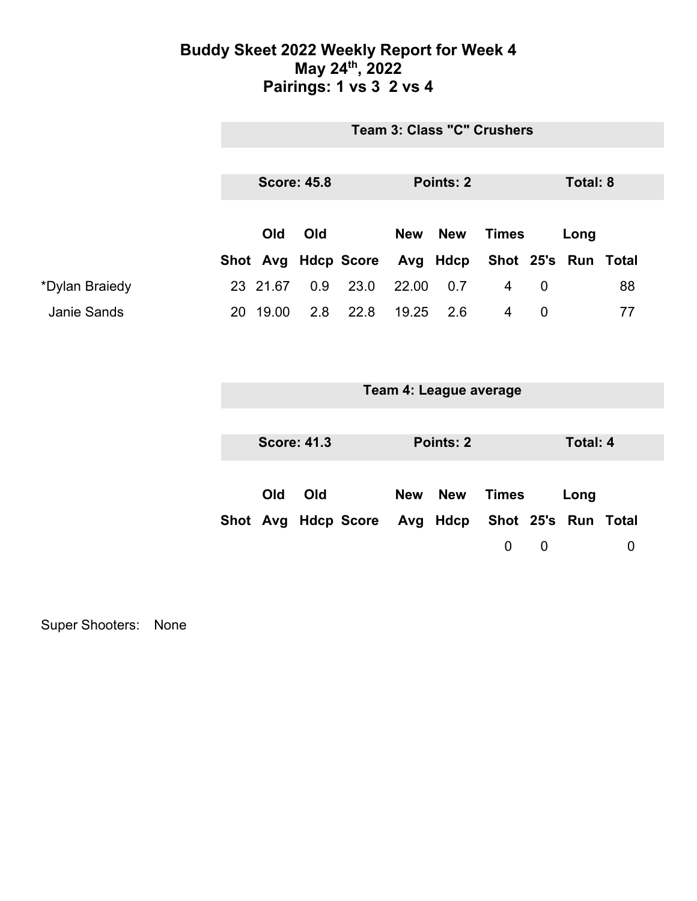# Buddy Skeet 2022 Weekly Report for Week 4
## May 24th, 2022
## Pairings: 1 vs 3  2 vs 4

### Team 3: Class "C" Crushers

**Score: 45.8** | **Points: 2** | **Total: 8**

| | Shot | Old Avg | Old Hdcp | Score | New Avg | New Hdcp | Times Shot | 25's | Long Run | Total |
|---|---|---|---|---|---|---|---|---|---|---|
| *Dylan Braiedy | 23 | 21.67 | 0.9 | 23.0 | 22.00 | 0.7 | 4 | 0 | | 88 |
| Janie Sands | 20 | 19.00 | 2.8 | 22.8 | 19.25 | 2.6 | 4 | 0 | | 77 |

### Team 4: League average

**Score: 41.3** | **Points: 2** | **Total: 4**

| | Shot | Old Avg | Old Hdcp | Score | New Avg | New Hdcp | Times Shot | 25's | Long Run | Total |
|---|---|---|---|---|---|---|---|---|---|---|
| | | | | | | | 0 | 0 | | 0 |

Super Shooters: None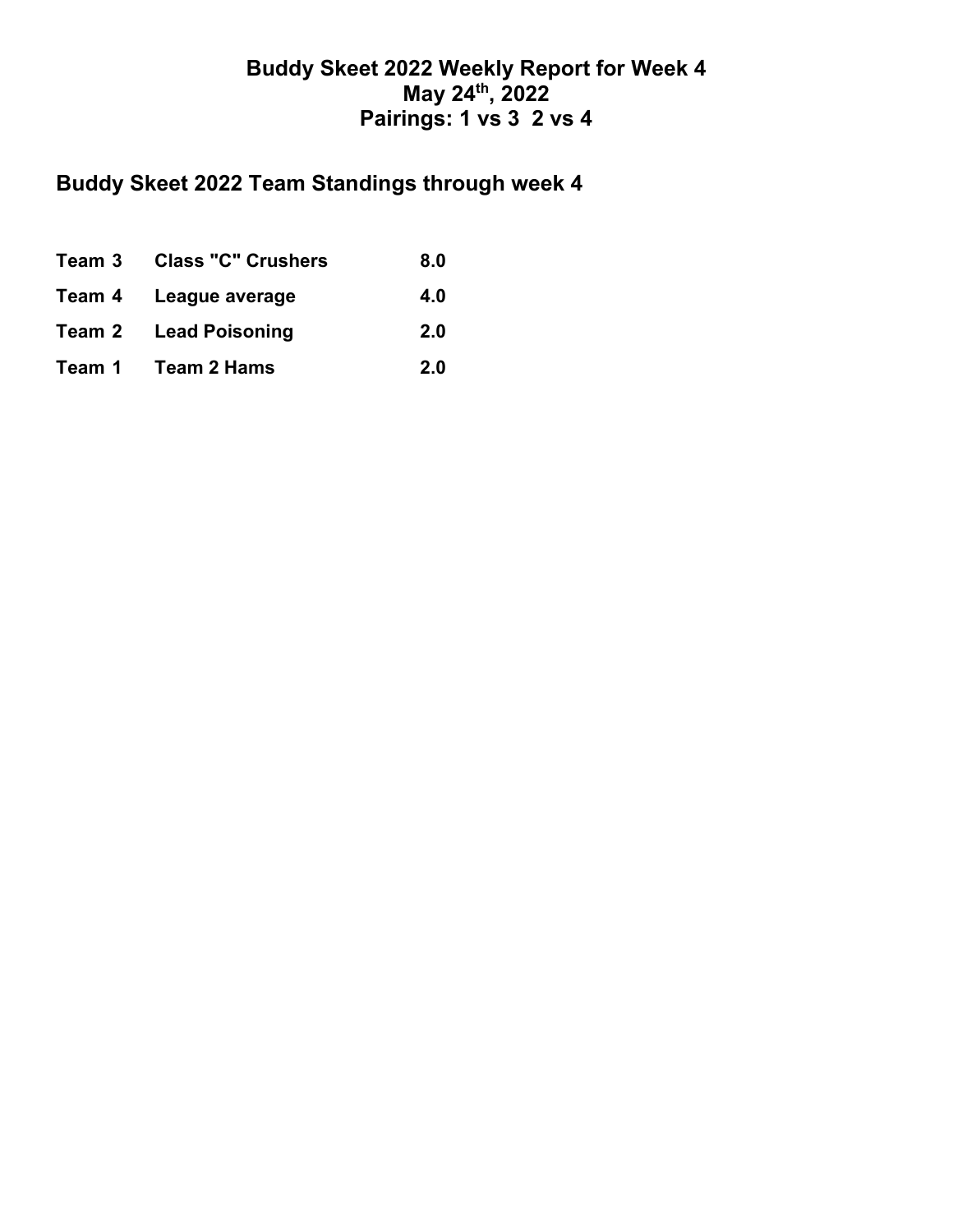# Buddy Skeet 2022 Weekly Report for Week 4
# May 24th, 2022
# Pairings: 1 vs 3 2 vs 4

## Buddy Skeet 2022 Team Standings through week 4

| | | |
|---|---|---|
| **Team 3** | **Class "C" Crushers** | **8.0** |
| **Team 4** | **League average** | **4.0** |
| **Team 2** | **Lead Poisoning** | **2.0** |
| **Team 1** | **Team 2 Hams** | **2.0** |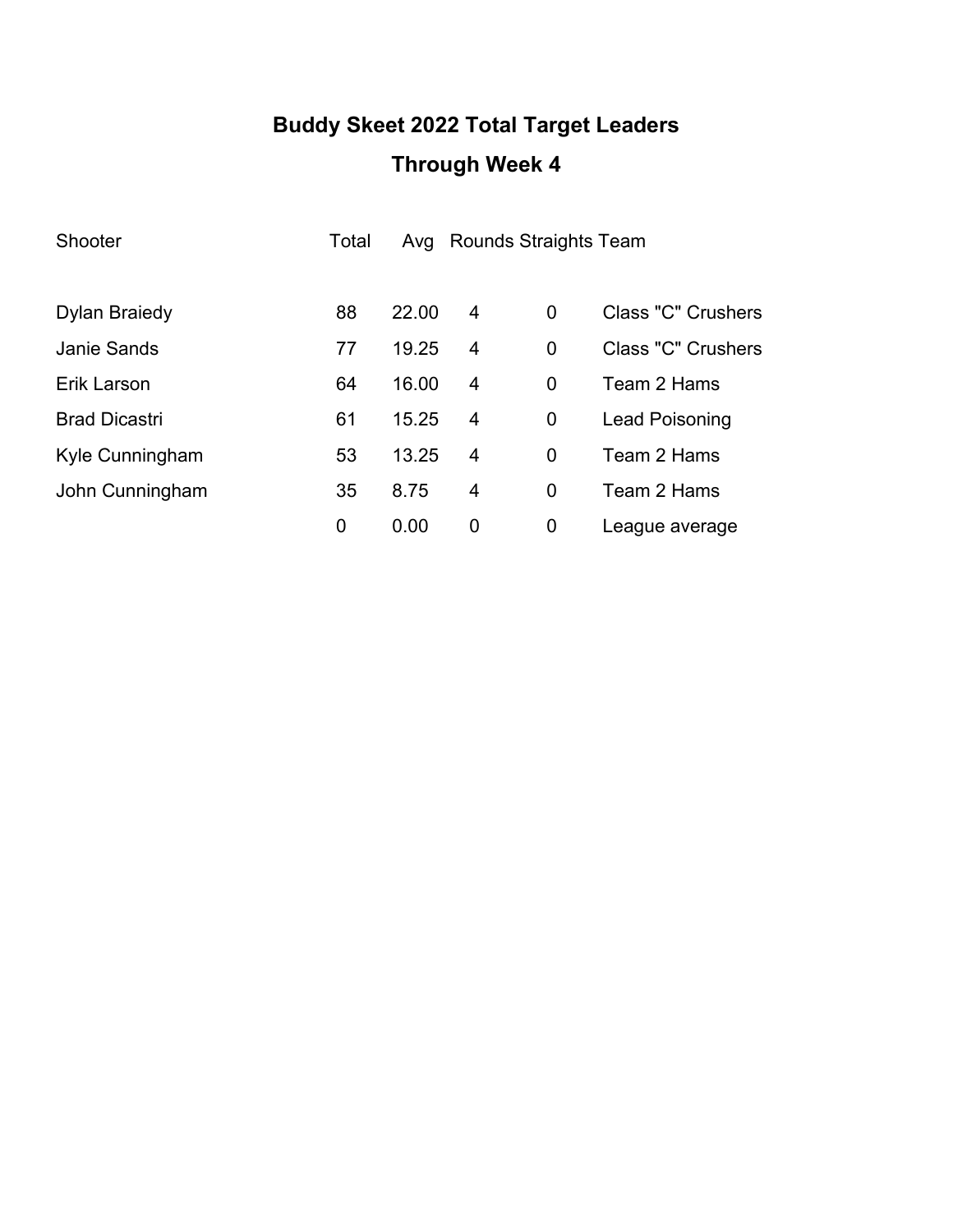# Buddy Skeet 2022 Total Target Leaders

## Through Week 4

| Shooter | Total | Avg | Rounds | Straights | Team |
|---|---|---|---|---|---|
| Dylan Braiedy | 88 | 22.00 | 4 | 0 | Class "C" Crushers |
| Janie Sands | 77 | 19.25 | 4 | 0 | Class "C" Crushers |
| Erik Larson | 64 | 16.00 | 4 | 0 | Team 2 Hams |
| Brad Dicastri | 61 | 15.25 | 4 | 0 | Lead Poisoning |
| Kyle Cunningham | 53 | 13.25 | 4 | 0 | Team 2 Hams |
| John Cunningham | 35 | 8.75 | 4 | 0 | Team 2 Hams |
| | 0 | 0.00 | 0 | 0 | League average |